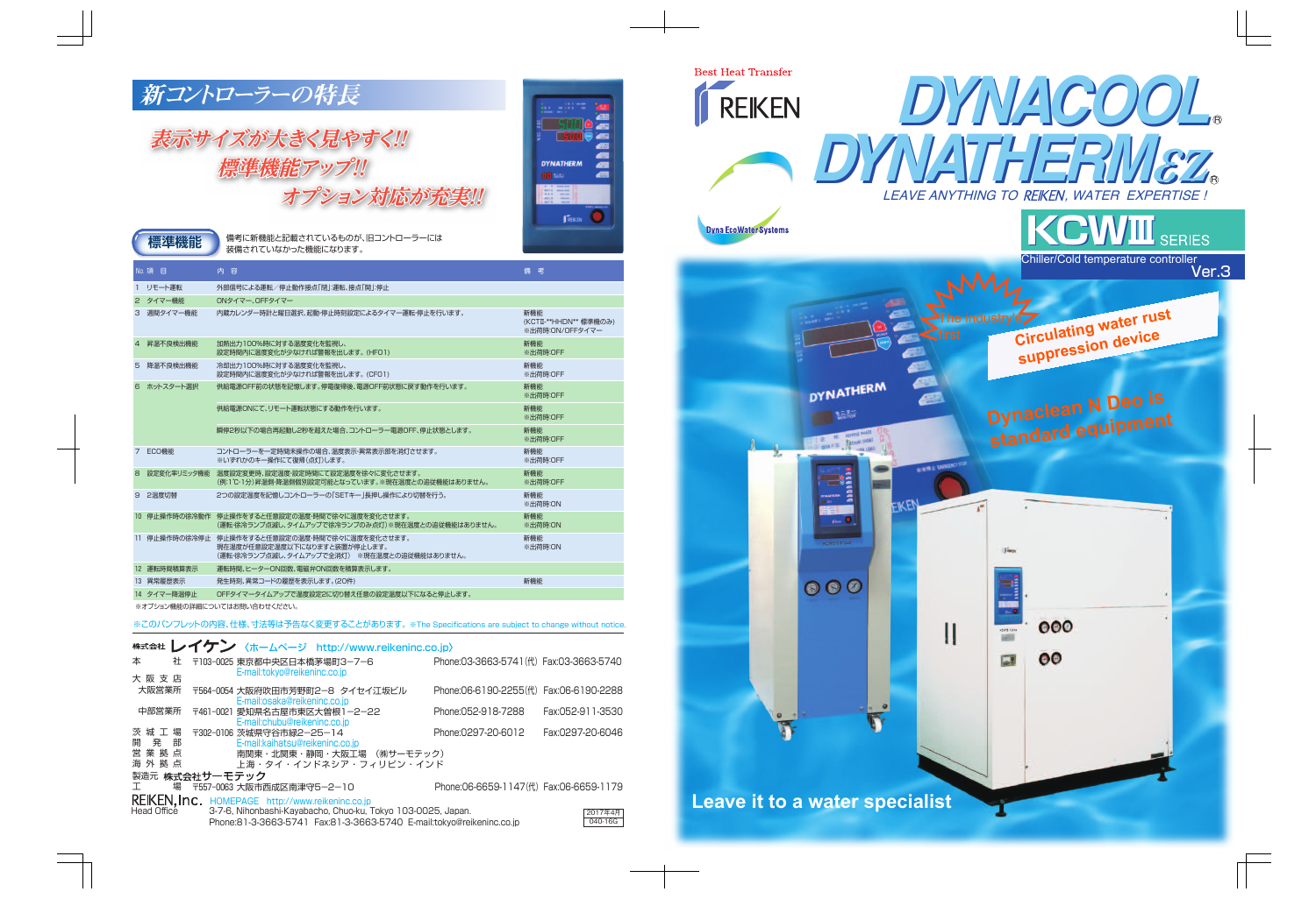## 新コントローラーの特長

*表示サイズが大きく見やすく!!*
*標準機能アップ!!*
*オプション対応が充実!!*

**標準機能** 備考に新機能と記載されているものが、旧コントローラーには装備されていなかった機能になります。

| No. | 項目 | 内容 | 備考 |
|---|---|---|---|
| 1 | リモート運転 | 外部信号による運転／停止動作接点「閉」運転、接点「開」停止 | |
| 2 | タイマー機能 | ONタイマー、OFFタイマー | |
| 3 | 週間タイマー機能 | 内蔵カレンダー時計と曜日選択、起動・停止時刻設定によるタイマー運転・停止を行います。 | 新機能<br>(KCTⅡ-**HHDN** 標準機のみ)<br>※出荷時:ON/OFFタイマー |
| 4 | 昇温不良検出機能 | 加熱出力100%時に対する温度変化を監視し、設定時間内に温度変化が少なければ警報を出します。(HF01) | 新機能<br>※出荷時:OFF |
| 5 | 降温不良検出機能 | 冷却出力100%時に対する温度変化を監視し、設定時間内に温度変化が少なければ警報を出します。(CF01) | 新機能<br>※出荷時:OFF |
| 6 | ホットスタート選択 | 供給電源OFF前の状態を記憶します。停電復帰後、電源OFF前状態に戻す動作を行います。 | 新機能<br>※出荷時:OFF |
| | | 供給電源ONにて、リモート運転状態にする動作を行います。 | 新機能<br>※出荷時:OFF |
| | | 瞬停2秒以下の場合再起動し2秒を超えた場合、コントローラー電源OFF、停止状態とします。 | 新機能<br>※出荷時:OFF |
| 7 | ECO機能 | コントローラーを一定時間未操作の場合、温度表示・異常表示部を消灯させます。<br>※いずれかのキー操作にて復帰(点灯)します。 | 新機能<br>※出荷時:OFF |
| 8 | 設定変化率リミッタ機能 | 温度設定変更時、設定温度・設定時間にて設定温度を徐々に変化させます。<br>(例:1℃・1分)昇温側・降温側個別設定可能となっています。※現在温度との追従機能はありません。 | 新機能<br>※出荷時:OFF |
| 9 | 2温度切替 | 2つの設定温度を記憶しコントローラーの「SET キー」長押し操作により切替を行う。 | 新機能<br>※出荷時:ON |
| 10 | 停止操作時の徐冷動作 | 停止操作をすると任意設定の温度・時間で徐々に温度を変化させます。<br>(運転・徐冷ランプ点滅し、タイムアップで徐冷ランプのみ点灯)※現在温度との追従機能はありません。 | 新機能<br>※出荷時:ON |
| 11 | 停止操作時の徐冷停止 | 停止操作をすると任意設定の温度・時間で徐々に温度を変化させます。<br>現在温度が任意設定温度以下になりますと装置が停止します。<br>(運転・徐冷ランプ点滅し、タイムアップで全消灯) ※現在温度との追従機能はありません。 | 新機能<br>※出荷時:ON |
| 12 | 運転時間積算表示 | 運転時間、ヒーターON回数、電磁弁ON回数を積算表示します。 | |
| 13 | 異常履歴表示 | 発生時刻、異常コードの履歴を表示します。(20件) | 新機能 |
| 14 | タイマー降温停止 | OFFタイマータイムアップで温度設定2に切り替え任意の設定温度以下になると停止します。 | |

※オプション機能の詳細についてはお問い合わせください。

※このパンフレットの内容、仕様、寸法等は予告なく変更することがあります。※The Specifications are subject to change without notice.

**株式会社 レイケン** 〈ホームページ http://www.reikeninc.co.jp〉

本社 〒103-0025 東京都中央区日本橋茅場町3−7−6 Phone:03-3663-5741(代) Fax:03-3663-5740
E-mail:tokyo@reikeninc.co.jp

大阪支店
大阪営業所 〒564-0054 大阪府吹田市芳野町2−8 タイセイ江坂ビル Phone:06-6190-2255(代) Fax:06-6190-2288
E-mail:osaka@reikeninc.co.jp

中部営業所 〒461-0021 愛知県名古屋市東区大曽根1−2−22 Phone:052-918-7288 Fax:052-911-3530
E-mail:chubu@reikeninc.co.jp

茨城工場
開発部 〒302-0106 茨城県守谷市緑2−25−14 Phone:0297-20-6012 Fax:0297-20-6046
E-mail:kaihatsu@reikeninc.co.jp

営業拠点 南関東・北関東・静岡・大阪工場 (株)サーモテック)
海外拠点 上海・タイ・インドネシア・フィリピン・インド

製造元 **株式会社サーモテック**
工場 〒557-0063 大阪市西成区南津守5−2−10 Phone:06-6659-1147(代) Fax:06-6659-1179

**REIKEN, Inc.** HOMEPAGE http://www.reikeninc.co.jp
Head Office 3-7-6, Nihonbashi-Kayabacho, Chuo-ku, Tokyo 103-0025, Japan.
Phone:81-3-3663-5741 Fax:81-3-3663-5740 E-mail:tokyo@reikeninc.co.jp

2017年4月
040-16G

---

Best Heat Transfer

REIKEN

# DYNACOOL® DYNATHERMεz®

*LEAVE ANYTHING TO REIKEN, WATER EXPERTISE !*

Dyna EcoWaterSystems

## KCWⅢ SERIES

Chiller/Cold temperature controller

Ver.3

The industry's first

Circulating water rust suppression device

Dynaclean N Deo is standard equipment

**Leave it to a water specialist**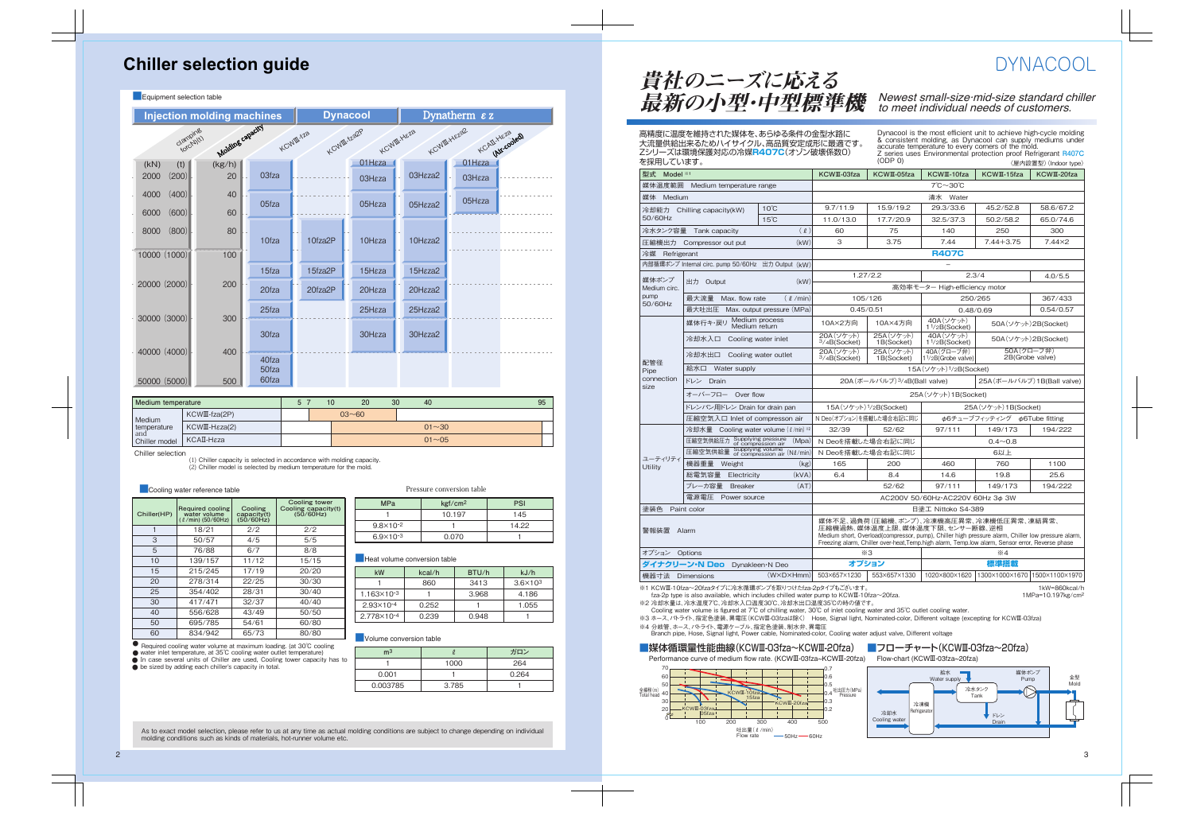# Chiller selection guide

## Equipment selection table

| Injection molding machines | | | Dynacool | | Dynatherm εz | | |
|---|---|---|---|---|---|---|---|
| Clamping force(t) (kN) (t) | Molding capacity (kg/h) | KCWⅢ-fza | KCWⅢ-fza2P | KCWⅢ-Hεza | KCWⅢ-Hεza2 | KCAⅡ-Hεza (Air-cooled) | |
| 2000 (200) | 20 | 03fza | | 01Hεza / 03Hεza | 03Hεza2 | 01Hεza / 03Hεza | |
| 4000 (400) | 40 | 05fza | | 05Hεza | 05Hεza2 | 05Hεza | |
| 6000 (600) | 60 | | | | | | |
| 8000 (800) | 80 | 10fza | 10fza2P | 10Hεza | 10Hεza2 | | |
| 10000 (1000) | 100 | 15fza | 15fza2P | 15Hεza | 15Hεza2 | | |
| 20000 (2000) | 200 | 20fza | 20fza2P | 20Hεza | 20Hεza2 | | |
| | | 25fza | | 25Hεza | 25Hεza2 | | |
| 30000 (3000) | 300 | 30fza | | 30Hεza | 30Hεza2 | | |
| 40000 (4000) | 400 | 40fza / 50fza | | | | | |
| 50000 (5000) | 500 | 60fza | | | | | |

| Medium temperature | | 5 7 10 20 30 40 95 |
|---|---|---|
| Medium temperature and Chiller model | KCWⅢ-fza(2P) | 03~60 |
| | KCWⅢ-Hεza(2) | 01~30 |
| | KCAⅡ-Hεza | 01~05 |

Chiller selection
(1) Chiller capacity is selected in accordance with molding capacity.
(2) Chiller model is selected by medium temperature for the mold.

## Cooling water reference table

| Chiller(HP) | Required cooling water volume (ℓ/min) (50/60Hz) | Cooling capacity(t) (50/60Hz) | Cooling tower Cooling capacity(t) (50/60Hz) |
|---|---|---|---|
| 1 | 18/21 | 2/2 | 2/2 |
| 3 | 50/57 | 4/5 | 5/5 |
| 5 | 76/88 | 6/7 | 8/8 |
| 10 | 139/157 | 11/12 | 15/15 |
| 15 | 215/245 | 17/19 | 20/20 |
| 20 | 278/314 | 22/25 | 30/30 |
| 25 | 354/402 | 28/31 | 30/40 |
| 30 | 417/471 | 32/37 | 40/40 |
| 40 | 556/628 | 43/49 | 50/50 |
| 50 | 695/785 | 54/61 | 60/80 |
| 60 | 834/942 | 65/73 | 80/80 |

- Required cooling water volume at maximum loading. (at 30℃ cooling water inlet temperature, at 35℃ cooling water outlet temperature)
- In case several units of Chiller are used, Cooling tower capacity has to be sized by adding each chiller's capacity in total.

### Pressure conversion table

| MPa | kgf/cm² | PSI |
|---|---|---|
| 1 | 10.197 | 145 |
| $9.8\times10^{-2}$ | 1 | 14.22 |
| $6.9\times10^{-3}$ | 0.070 | 1 |

### Heat volume conversion table

| kW | kcal/h | BTU/h | kJ/h |
|---|---|---|---|
| 1 | 860 | 3413 | $3.6\times10^{3}$ |
| $1.163\times10^{-3}$ | 1 | 3.968 | 4.186 |
| $2.93\times10^{-4}$ | 0.252 | 1 | 1.055 |
| $2.778\times10^{-4}$ | 0.239 | 0.948 | 1 |

### Volume conversion table

| m³ | ℓ | ガロン |
|---|---|---|
| 1 | 1000 | 264 |
| 0.001 | 1 | 0.264 |
| 0.003785 | 3.785 | 1 |

As to exact model selection, please refer to us at any time as actual molding conditions are subject to change depending on individual molding conditions such as kinds of materials, hot-runner volume etc.

# DYNACOOL

## 貴社のニーズに応える最新の小型・中型標準機

*Newest small-size·mid-size standard chiller to meet individual needs of customers.*

高精度に温度を維持された媒体を、あらゆる条件の金型各部に大流量供給出来るためハイサイクル、高品質安定成形に最適です。Zシリーズは環境保護対応の冷媒**R407C**(オゾン破壊係数0)を採用しています。

Dynacool is the most efficient unit to achieve high-cycle molding & consistent molding, as Dynacool can supply mediums under accurate temperature to every corners of the mold.
Z series uses Environmental protection proof Refrigerant R407C (ODP 0)

〈屋内設置型〉(Indoor type)

| 型式 Model ※1 | | | KCWⅢ-03fza | KCWⅢ-05fza | KCWⅢ-10fza | KCWⅢ-15fza | KCWⅢ-20fza |
|---|---|---|---|---|---|---|---|
| 媒体温度範囲 Medium temperature range | | | 7℃~30℃ | | | | |
| 媒体 Medium | | | 清水 Water | | | | |
| 冷却能力 Chilling capacity(kW) 50/60Hz | 10℃ | | 9.7/11.9 | 15.9/19.2 | 29.3/33.6 | 45.2/52.8 | 58.6/67.2 |
| | 15℃ | | 11.0/13.0 | 17.7/20.9 | 32.5/37.3 | 50.2/58.2 | 65.0/74.6 |
| 冷水タンク容量 Tank capacity (ℓ) | | | 60 | 75 | 140 | 250 | 300 |
| 圧縮機出力 Compressor out put (kW) | | | 3 | 3.75 | 7.44 | 7.44+3.75 | 7.44×2 |
| 冷媒 Refrigerant | | | R407C | | | | |
| 内部循環ポンプ Internal circ. pump 50/60Hz 出力 Output (kW) | | | – | | | | |
| 媒体ポンプ Medium circ. pump 50/60Hz | 出力 Output (kW) | | 1.27/2.2 | | 2.3/4 | | 4.0/5.5 |
| | | | 高効率モーター High-efficiency motor | | | | |
| | 最大流量 Max. flow rate (ℓ/min) | | 105/126 | | 250/265 | | 367/433 |
| | 最大吐出圧 Max. output pressure (MPa) | | 0.45/0.51 | | 0.48/0.69 | | 0.54/0.57 |
| 配管径 Pipe connection size | 媒体行き・戻り Medium process Medium return | | 10A×2方向 | 10A×4方向 | 40A(ソケット) 1½B(Socket) | 50A(ソケット)2B(Socket) | |
| | 冷却水入口 Cooling water inlet | | 20A(ソケット) ¾B(Socket) | 25A(ソケット) 1B(Socket) | 40A(ソケット) 1½B(Socket) | 50A(ソケット)2B(Socket) | |
| | 冷却水出口 Cooling water outlet | | 20A(ソケット) ¾B(Socket) | 25A(ソケット) 1B(Socket) | 40A(グローブ弁) 1½B(Grobe valve) | 50A(グローブ弁) 2B(Grobe valve) | |
| | 給水口 Water supply | | 15A(ソケット)½B(Socket) | | | | |
| | ドレン Drain | | 20A(ボールバルブ)¾B(Ball valve) | | | 25A(ボールバルブ) 1B(Ball valve) | |
| | オーバーフロー Over flow | | 25A(ソケット)1B(Socket) | | | | |
| | ドレンパン用ドレン Drain for drain pan | | 15A(ソケット)½B(Socket) | | 25A(ソケット)1B(Socket) | | |
| | 圧縮空気入口 Inlet of compresson air | | N Deo(オプション)を搭載した場合右記に同じ | | φ6チューブフィッティング φ6Tube fitting | | |
| ユーティリティ Utility | 冷却水量 Cooling water volume (ℓ/min) ※2 | | 32/39 | 52/62 | 97/111 | 149/173 | 194/222 |
| | 圧縮空気供給圧力 Supplying pressure of compression air (Mpa) | | N Deoを搭載した場合右記に同じ | | 0.4~0.8 | | |
| | 圧縮空気供給量 Supplying volume of compression air (Nℓ/min) | | N Deoを搭載した場合右記に同じ | | 6以上 | | |
| | 機器重量 Weight (kg) | | 165 | 200 | 460 | 760 | 1100 |
| | 総電気容量 Electricity (kVA) | | 6.4 | 8.4 | 14.6 | 19.8 | 25.6 |
| | ブレーカ容量 Breaker (AT) | | | 52/62 | 97/111 | 149/173 | 194/222 |
| | 電源電圧 Power source | | AC200V 50/60Hz·AC220V 60Hz 3φ 3W | | | | |
| 塗装色 Paint color | | | 日塗工 Nittoko S4-389 | | | | |
| 警報装置 Alarm | | | 媒体不足、過負荷(圧縮機、ポンプ)、冷凍機高圧異常、冷凍機低圧異常、凍結異常、圧縮機過熱、媒体温度上限、媒体温度下限、センサー断線、逆相 Medium short, Overload(compressor, pump), Chiller high pressure alarm, Chiller low pressure alarm, Freezing alarm, Chiller over-heat,Temp.high alarm, Temp.low alarm, Sensor error, Reverse phase | | | | |
| オプション Options | | | ※3 | | ※4 | | |
| ダイナクリーン·N Deo Dynakleen·N Deo | | | オプション | | 標準搭載 | | |
| 機器寸法 Dimensions (W×D×Hmm) | | | 503×657×1230 | 553×657×1330 | 1020×800×1620 | 1300×1000×1670 | 1500×1100×1970 |

※1 KCWⅢ-10fza~20fzaタイプに冷水循環ポンプを取りつけたfza-2pタイプもございます。
fza-2p type is also available, which includes chilled water pump to KCWⅢ-10fza~20fza.
※2 冷却水量は、冷水温度7℃、冷却水入口温度30℃、冷却水出口温度35℃の時の値です。
Cooling water volume is figured at 7℃ of chilling water, 30℃ of inlet cooling water and 35℃ outlet cooling water.
※3 ホース、パトライト、指定色塗装、異電圧(KCWⅢ-03fzaは除く) Hose, Signal light, Nominated-color, Different voltage (excepting for KCWⅢ-03fza)
※4 分岐管、ホース、パトライト、電源ケーブル、指定色塗装、削水弁、異電圧
Branch pipe, Hose, Signal light, Power cable, Nominated-color, Cooling water adjust valve, Different voltage

1kW=860kcal/h
1MPa=10.197kg/cm²

### 媒体循環量性能曲線(KCWⅢ-03fza~KCWⅢ-20fza)

Performance curve of medium flow rate. (KCWⅢ-03fza~KCWⅢ-20fza)

### フローチャート(KCWⅢ-03fza~20fza)

Flow-chart (KCWⅢ-03fza~20fza)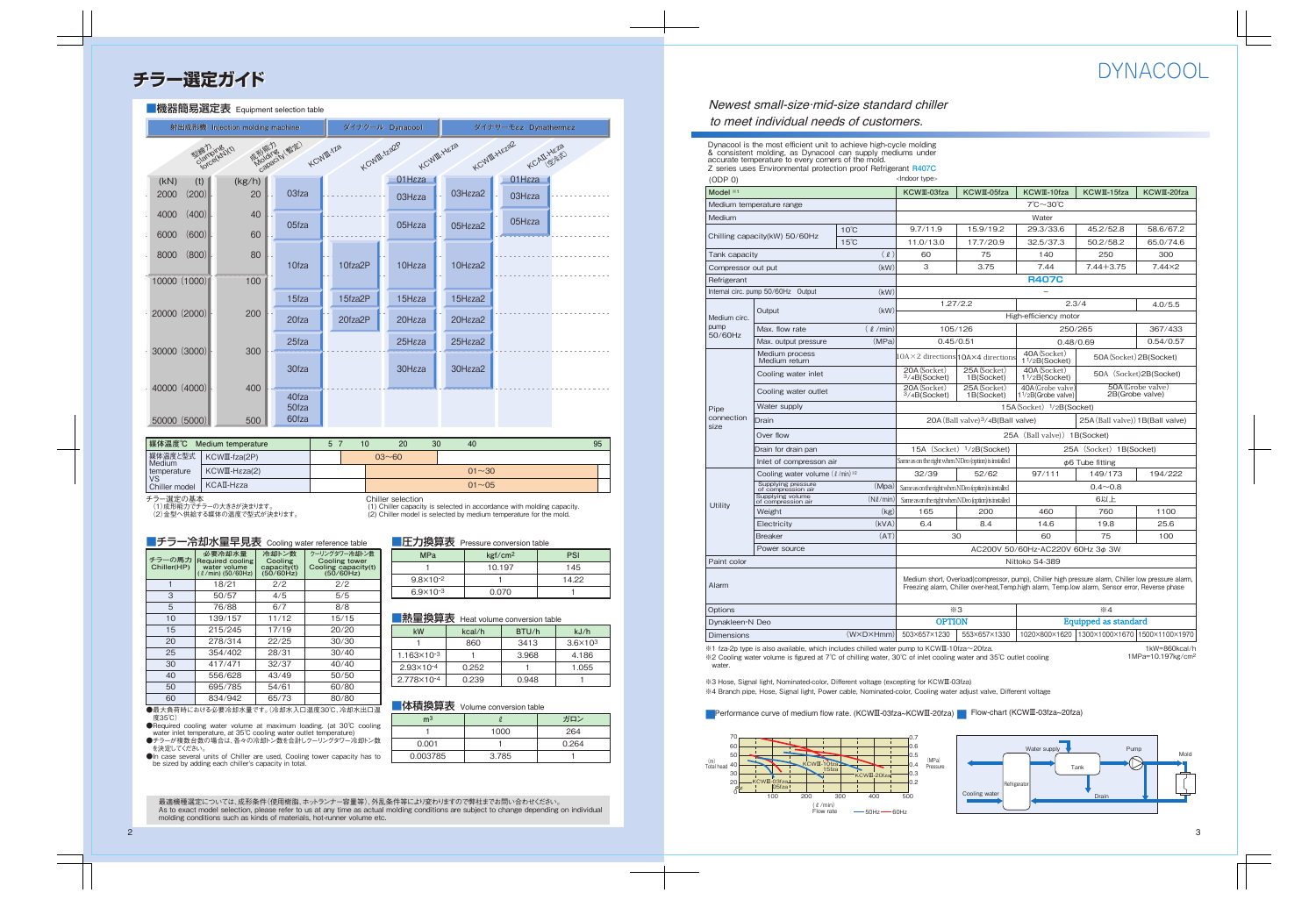# チラー選定ガイド

## ■機器簡易選定表 Equipment selection table

| 射出成形機 Injection molding machine 型締力 clamping force(kN)(t) | 成形能力 Molding capacity(推定) (kg/h) | ダイナクール Dynacool KCWⅢ-fza | KCWⅢ-fza2P | ダイナサーモezz Dynathermezz KCWⅢ-Hezza | KCWⅢ-Hezza2 | KCAⅡ-Hezza (空冷式) |
|---|---|---|---|---|---|---|
| 2000 (200) | 20 | 03fza | | 01Hezza / 03Hezza | 03Hezza2 | 01Hezza / 03Hezza |
| 4000 (400) | 40 | 05fza | | 05Hezza | 05Hezza2 | 05Hezza |
| 6000 (600) | 60 | | | | | |
| 8000 (800) | 80 | 10fza | 10fza2P | 10Hezza | 10Hezza2 | |
| 10000 (1000) | 100 | | | | | |
| | | 15fza | 15fza2P | 15Hezza | 15Hezza2 | |
| 20000 (2000) | 200 | 20fza | 20fza2P | 20Hezza | 20Hezza2 | |
| | | 25fza | | 25Hezza | 25Hezza2 | |
| 30000 (3000) | 300 | 30fza | | 30Hezza | 30Hezza2 | |
| 40000 (4000) | 400 | 40fza | | | | |
| 50000 (5000) | 500 | 50fza / 60fza | | | | |

| 媒体温度℃ Medium temperature | 5 7 10 20 30 40 95 |
|---|---|
| 媒体温度と型式 Medium temperature VS Chiller model KCWⅢ-fza(2P) | 03〜60 |
| KCWⅢ-Hezza(2) | 01〜30 |
| KCAⅡ-Hezza | 01〜05 |

チラー選定の基本
(1)成形能力でチラーの大きさが決まります。
(2)金型へ供給する媒体の温度で型式が決まります。

Chiller selection
(1) Chiller capacity is selected in accordance with molding capacity.
(2) Chiller model is selected by medium temperature for the mold.

## ■チラー冷却水量早見表 Cooling water reference table

| チラーの馬力 Chiller(HP) | 必要冷却水量 Required cooling water volume (ℓ/min) (50/60Hz) | 冷却トン数 Cooling capacity(t) (50/60Hz) | クーリングタワー冷却トン数 Cooling tower Cooling capacity(t) (50/60Hz) |
|---|---|---|---|
| 1 | 18/21 | 2/2 | 2/2 |
| 3 | 50/57 | 4/5 | 5/5 |
| 5 | 76/88 | 6/7 | 8/8 |
| 10 | 139/157 | 11/12 | 15/15 |
| 15 | 215/245 | 17/19 | 20/20 |
| 20 | 278/314 | 22/25 | 30/30 |
| 25 | 354/402 | 28/31 | 30/40 |
| 30 | 417/471 | 32/37 | 40/40 |
| 40 | 556/628 | 43/49 | 50/50 |
| 50 | 695/785 | 54/61 | 60/80 |
| 60 | 834/942 | 65/73 | 80/80 |

●最大負荷時における必要冷却水量です。(冷却水入口温度30℃、冷却水出口温度35℃)
●Required cooling water volume at maximum loading. (at 30℃ cooling water inlet temperature, at 35℃ cooling water outlet temperature)
●チラーが複数台数の場合は、各々の冷却トン数を合計しクーリングタワー冷却トン数を決定してください。
●In case several units of Chiller are used, Cooling tower capacity has to be sized by adding each chiller's capacity in total.

## ■圧力換算表 Pressure conversion table

| MPa | kgf/cm² | PSI |
|---|---|---|
| 1 | 10.197 | 145 |
| $9.8\times10^{-2}$ | 1 | 14.22 |
| $6.9\times10^{-3}$ | 0.070 | 1 |

## ■熱量換算表 Heat volume conversion table

| kW | kcal/h | BTU/h | kJ/h |
|---|---|---|---|
| 1 | 860 | 3413 | $3.6\times10^{3}$ |
| $1.163\times10^{-3}$ | 1 | 3.968 | 4.186 |
| $2.93\times10^{-4}$ | 0.252 | 1 | 1.055 |
| $2.778\times10^{-4}$ | 0.239 | 0.948 | 1 |

## ■体積換算表 Volume conversion table

| m³ | ℓ | ガロン |
|---|---|---|
| 1 | 1000 | 264 |
| 0.001 | 1 | 0.264 |
| 0.003785 | 3.785 | 1 |

最適機種選定については、成形条件(使用樹脂、ホットランナー容量等)、外乱条件等により変わりますので弊社までお問い合わせください。
As to exact model selection, please refer to us at any time as actual molding conditions are subject to change depending on individual molding conditions such as kinds of materials, hot-runner volume etc.

# DYNACOOL

*Newest small-size·mid-size standard chiller to meet individual needs of customers.*

Dynacool is the most efficient unit to achieve high-cycle molding & consistent molding, as Dynacool can supply mediums under accurate temperature to every corners of the mold.
Z series uses Environmental protection proof Refrigerant R407C
(ODP 0)

<Indoor type>

| Model ※1 | | | KCWⅢ-03fza | KCWⅢ-05fza | KCWⅢ-10fza | KCWⅢ-15fza | KCWⅢ-20fza |
|---|---|---|---|---|---|---|---|
| Medium temperature range | | | 7℃〜30℃ | | | | |
| Medium | | | Water | | | | |
| Chilling capacity(kW) 50/60Hz | 10℃ | | 9.7/11.9 | 15.9/19.2 | 29.3/33.6 | 45.2/52.8 | 58.6/67.2 |
| | 15℃ | | 11.0/13.0 | 17.7/20.9 | 32.5/37.3 | 50.2/58.2 | 65.0/74.6 |
| Tank capacity | | (ℓ) | 60 | 75 | 140 | 250 | 300 |
| Compressor out put | | (kW) | 3 | 3.75 | 7.44 | 7.44+3.75 | 7.44×2 |
| Refrigerant | | | R407C | | | | |
| Internal circ. pump 50/60Hz Output | | (kW) | − | | | | |
| Medium circ. pump 50/60Hz | Output | (kW) | 1.27/2.2 | | 2.3/4 | | 4.0/5.5 |
| | | | High-efficiency motor | | | | |
| | Max. flow rate | (ℓ/min) | 105/126 | | 250/265 | | 367/433 |
| | Max. output pressure | (MPa) | 0.45/0.51 | | 0.48/0.69 | | 0.54/0.57 |
| Pipe connection size | Medium process Medium return | | 10A×2 directions | 10A×4 directions | 40A(Socket) 1½B(Socket) | 50A(Socket)2B(Socket) | |
| | Cooling water inlet | | 20A(Socket) ¾B(Socket) | 25A(Socket) 1B(Socket) | 40A(Socket) 1½B(Socket) | 50A (Socket)2B(Socket) | |
| | Cooling water outlet | | 20A(Socket) ¾B(Socket) | 25A(Socket) 1B(Socket) | 40A(Grobe valve) 1½B(Grobe valve) | 50A(Grobe valve) 2B(Grobe valve) | |
| | Water supply | | 15A(Socket) ½B(Socket) | | | | |
| | Drain | | 20A(Ball valve)¾B(Ball valve) | | | 25A(Ball valve))1B(Ball valve) | |
| | Over flow | | 25A (Ball valve)) 1B(Socket) | | | | |
| | Drain for drain pan | | 15A (Socket) ½B(Socket) | | 25A (Socket) 1B(Socket) | | |
| | Inlet of compresson air | | Same as on the right when N Deo (option) is installed | | φ6 Tube fitting | | |
| Utility | Cooling water volume (ℓ/min) ※2 | | 32/39 | 52/62 | 97/111 | 149/173 | 194/222 |
| | Supplying pressure of compression air | (Mpa) | Same as on the right when N Deo (option) is installed | | 0.4〜0.8 | | |
| | Supplying volume of compression air | (Nℓ/min) | Same as on the right when N Deo (option) is installed | | 6以上 | | |
| | Weight | (kg) | 165 | 200 | 460 | 760 | 1100 |
| | Electricity | (kVA) | 6.4 | 8.4 | 14.6 | 19.8 | 25.6 |
| | Breaker | (AT) | 30 | | 60 | 75 | 100 |
| | Power source | | AC200V 50/60Hz·AC220V 60Hz 3φ 3W | | | | |
| Paint color | | | Nittoko S4-389 | | | | |
| Alarm | | | Medium short, Overload(compressor, pump), Chiller high pressure alarm, Chiller low pressure alarm, Freezing alarm, Chiller over-heat,Temp.high alarm, Temp.low alarm, Sensor error, Reverse phase | | | | |
| Options | | | ※3 | | ※4 | | |
| Dynakleen-N Deo | | | OPTION | | Equipped as standard | | |
| Dimensions | | (W×D×Hmm) | 503×657×1230 | 553×657×1330 | 1020×800×1620 | 1300×1000×1670 | 1500×1100×1970 |

※1 fza-2p type is also available, which includes chilled water pump to KCWⅢ-10fza〜20fza.
※2 Cooling water volume is figured at 7℃ of chilling water, 30℃ of inlet cooling water and 35℃ outlet cooling water.

1kW=860kcal/h
1MPa=10.197kg/cm²

※3 Hose, Signal light, Nominated-color, Different voltage (excepting for KCWⅢ-03fza)
※4 Branch pipe, Hose, Signal light, Power cable, Nominated-color, Cooling water adjust valve, Different voltage

■Performance curve of medium flow rate. (KCWⅢ-03fza〜KCWⅢ-20fza)

■Flow-chart (KCWⅢ-03fza〜20fza)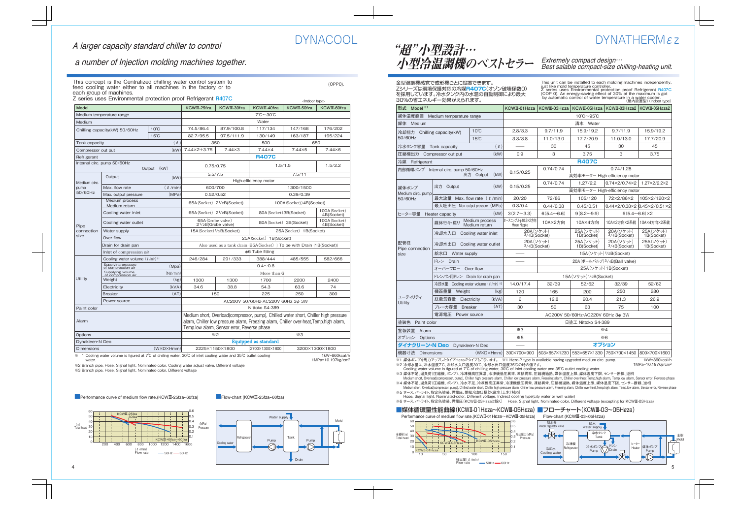# DYNACOOL

*A larger capacity standard chiller to control*

*a number of Injection molding machines together.*

This concept is the Centralized chilling water control system to feed cooling water either to all machines in the factory or to each group of machines.
Z series uses Environmental protection proof Refrigerant R407C

(OPP0).

<Indoor type>

| Model | | | KCWⅢ-25fza | KCWⅢ-30fza | KCWⅢ-40fza | KCWⅢ-50fza | KCWⅢ-60fza |
|---|---|---|---|---|---|---|---|
| Medium temperature range | | | 7℃~30℃ | | | | |
| Medium | | | Water | | | | |
| Chilling capacity(kW) 50/60Hz | | 10℃ | 74.5/86.4 | 87.9/100.8 | 117/134 | 147/168 | 176/202 |
| | | 15℃ | 82.7/95.5 | 97.5/111.9 | 130/149 | 163/187 | 195/224 |
| Tank capacity | | (ℓ) | 350 | | 500 | 650 | |
| Compressor out put | | (kW) | 7.44×2+3.75 | 7.44×3 | 7.44×4 | 7.44×5 | 7.44×6 |
| Refrigerant | | | R407C | | | | |
| Internal circ. pump 50/60Hz | Output | (kW) | 0.75/0.75 | | 1.5/1.5 | | 1.5/2.2 |
| Medium circ. pump 50/60Hz | Output | (kW) | 5.5/7.5 | | 7.5/11 | | |
| | | | High-efficiency motor | | | | |
| | Max. flow rate | (ℓ/min) | 600/700 | | 1300/1500 | | |
| | Max. output pressure | (MPa) | 0.52/0.52 | | 0.39/0.39 | | |
| Pipe connection size | Medium process Medium return | | 65A(Socket) 2 1/2B(Socket) | | 100A(Socket) 4B(Socket) | | |
| | Cooling water inlet | | 65A(Socket) 2 1/2B(Socket) | | 80A(Socket) 3B(Socket) | | 100A(Socket) 4B(Socket) |
| | Cooling water outlet | | 65A(Grobe valve) 2 1/2B(Grobe valve) | | 80A(Socket) 3B(Socket) | | 100A(Socket) 4B(Socket) |
| | Water supply | | 15A(Socket) 1/2B(Socket) | | 25A(Socket) 1B(Socket) | | |
| | Over flow | | 25A(Socket) 1B(Socket) | | | | |
| | Drain for drain pan | | Also used as a tank drain (25A(Socket)) To be with Drain (1B(Socket)) | | | | |
| | Inlet of compression air | | φ6 Tube fitting | | | | |
| Utility | Cooling water volume (ℓ/min) ※1 | | 246/284 | 291/333 | 388/444 | 485/555 | 582/666 |
| | Supplying pressure of compression air | (Mpa) | 0.4~0.8 | | | | |
| | Supplying volume of compression air | (Nℓ/min) | More than 6 | | | | |
| | Weight | (kg) | 1300 | 1300 | 1700 | 2200 | 2400 |
| | Electricity | (kVA) | 34.6 | 38.8 | 54.3 | 63.6 | 74 |
| | Breaker | (AT) | 150 | | 225 | 250 | 300 |
| | Power source | | AC200V 50/60Hz·AC220V 60Hz 3φ 3W | | | | |
| Paint color | | | Nittoko S4-389 | | | | |
| Alarm | | | Medium short, Overload(compressor, pump), Chilled water short, Chiller high pressure alarm, Chiller low pressure alarm, Freezing alarm, Chiller over-heat,Temp.high alarm, Temp.low alarm, Sensor error, Reverse phase | | | | |
| Options | | | ※2 | | ※3 | | |
| Dynakleen·N Deo | | | Equipped as standard | | | | |
| Dimensions | | (W×D×Hmm) | 2225×1150×1800 | | 2700×1300×1800 | 3200×1300×1800 | |

※1 Cooling water volume is figured at 7℃ of chiling water, 30℃ of inlet cooling water and 35℃ outlet cooling water.

1kW=860kcal/h
1MPa=10.197kg/cm²

※2 Branch pipe, Hose, Signal light, Nominated-color, Cooling water adjust valve, Different voltage
※3 Branch pipe, Hose, Signal light, Nominated-color, Different voltage

Performance curve of medium flow rate.(KCWⅢ-25fza~60fza)

Flow-chart (KCWⅢ-25fza~60fza)

# DYNATHERMεz

**"超"小型設計…小型冷温調機のベストセラー**

*Extremely compact design… Best salable compact-size chilling-heating unit.*

金型温調機感覚で成形機ごとに設置できます。
Zシリーズは環境保護対応の冷媒R407C(オゾン破壊係数0)を採用しています。冷水タンク内の水温の自動制御により最大30%の省エネルギー効果がえられます。

This unit can be installed to each molding machines independently, just like mold temperature controller.
Z series uses Environmental protection proof Refrigerant R407C (ODP 0). An energy-saving effect of 30% at the maximum is got by automatic control of water temperature in a water cooler.

(屋内設置型) (Indoor type)

| 型式 Model ※1 | | | KCWⅢ-01Hεza | KCWⅢ-03Hεza | KCWⅢ-05Hεza | KCWⅢ-03Hεza2 | KCWⅢ-05Hεza2 |
|---|---|---|---|---|---|---|---|
| 媒体温度範囲 Medium temperature range | | | 10℃~95℃ | | | | |
| 媒体 Medium | | | 清水 Water | | | | |
| 冷却能力 Chilling capacity(kW) 50/60Hz | | 10℃ | 2.8/3.3 | 9.7/11.9 | 15.9/19.2 | 9.7/11.9 | 15.9/19.2 |
| | | 15℃ | 3.3/3.8 | 11.0/13.0 | 17.7/20.9 | 11.0/13.0 | 17.7/20.9 |
| 冷水タンク容量 Tank capacity | | (ℓ) | —— | 30 | 45 | 30 | 45 |
| 圧縮機出力 Compressor out put | | (kW) | 0.9 | 3 | 3.75 | 3 | 3.75 |
| 冷媒 Refrigerant | | | R407C | | | | |
| 内部循環ポンプ Internal circ. pump 50/60Hz | 出力 Output | (kW) | 0.15/0.25 | 0.74/0.74 | 0.74/1.28 | | |
| | | | | 高効率モーター High-efficiency motor | | | |
| 媒体ポンプ Medium circ. pump 50/60Hz | 出力 Output | (kW) | 0.15/0.25 | 0.74/0.74 | 1.27/2.2 | 0.74×2/0.74×2 | 1.27×2/2.2×2 |
| | | | | 高効率モーター High-efficiency motor | | | |
| | 最大流量 Max. flow rate | (ℓ/min) | 20/20 | 72/86 | 105/120 | 72×2/86×2 | 105×2/120×2 |
| | 最大吐出圧 Max. output pressure | (MPa) | 0.3/0.4 | 0.44/0.38 | 0.45/0.51 | 0.44×2/0.38×2 | 0.45×2/0.51×2 |
| ヒーター容量 Heater capacity | | (kW) | 3(2.7~3.3) | 6(5.4~6.6) | 9(8.2~9.9) | 6(5.4~6.6)×2 | |
| 配管径 Pipe connection size | 媒体行き·戻り Medium process Medium return | | ホースニップル φ10.5×2方向 Hose Nipple | 10A×2方向 | 10A×4方向 | 10A×2方向×2系統 | 10A×4方向×2系統 |
| | 冷却水入口 Cooling water inlet | | 20A(ソケット) 3/4B(Socket) | | 25A(ソケット) 1B(Socket) | 20A(ソケット) 3/4B(Socket) | 25A(ソケット) 1B(Socket) |
| | 冷却水出口 Cooling water outlet | | 20A(ソケット) 3/4B(Socket) | | 25A(ソケット) 1B(Socket) | 20A(ソケット) 3/4B(Socket) | 25A(ソケット) 1B(Socket) |
| | 給水口 Water supply | | —— | 15A(ソケット) 1/2B(Socket) | | | |
| | ドレン Drain | | —— | 20A(ボールバルブ) 3/4B(Ball valve) | | | |
| | オーバーフロー Over flow | | —— | 25A(ソケット) 1B(Socket) | | | |
| | ドレンパン用ドレン Drain for drain pan | | | 15A(ソケット) 1/2B(Socket) | | | |
| ユーティリティ Utility | 冷却水量 Cooling water volume (ℓ/min) ※2 | | 14.0/17.4 | 32/39 | 52/62 | 32/39 | 52/62 |
| | 機器重量 Weight | (kg) | 120 | 165 | 200 | 250 | 280 |
| | 総電気容量 Electricity | (kVA) | 6 | 12.8 | 20.4 | 21.3 | 26.9 |
| | ブレーカ容量 Breaker | (AT) | 30 | 50 | 63 | 75 | 100 |
| | 電源電圧 Power source | | AC200V 50/60Hz·AC220V 60Hz 3φ 3W | | | | |
| 塗装色 Paint color | | | 日塗工 Nittoko S4-389 | | | | |
| 警報装置 Alarm | | | ※3 | ※4 | | | |
| オプション Options | | | ※5 | ※6 | | | |
| ダイナクリーン·N Deo Dynakleen·N Deo | | | —— | オプション | | | |
| 機器寸法 Dimensions | | (W×D×Hmm) | 300×700×900 | 503×657×1230 | 553×657×1330 | 750×700×1450 | 800×700×1600 |

※1 媒体ポンプを馬力アップしたタイプHεza-Pタイプもございます。 ※1 Hεza-P type is available having upgraded medium circ. pump.

1kW=860kcal/h
1MPa=10.197kg/cm²

※2 冷却水量は、冷水温度7℃、冷却水入口温度30℃、冷却水出口温度35℃の時の値です。
Cooling water volume is figured at 7℃ of chiling water, 30℃ of inlet cooling water and 35℃ outlet cooling water.

※3 媒体不足、過負荷(圧縮機、ポンプ)、冷凍機高圧異常、冷凍機低圧異常、凍結異常、圧縮機過熱、媒体温度上限、媒体温度下限、センサー断線、逆相
Medium short, Overload(compressor, pump), Chiller high pressure alarm, Chiller low pressure alarm, Freezing alarm, Chiller over-heat,Temp.high alarm, Temp.low alarm, Sensor error, Reverse phase

※4 媒体不足、過負荷(圧縮機、ポンプ)、冷水不足、冷凍機高圧異常、冷凍機低圧異常、凍結異常、圧縮機過熱、媒体温度上限、媒体温度下限、センサー断線、逆相
Medium short, Overload(compressor, pump), Chilled water short, Chiller high pressure alarm, Chiller low pressure alarm, Freezing alarm, Chiller over-heat,Temp.high alarm, Temp.low alarm, Sensor error, Reverse phase

※5 ホース、パトライト、指定色塗装、異電圧、間接冷却仕様(水道水(上水)対応)
Hose, Signal light, Nominated-color, Different voltage, Indirect cooling type(city water or well water)

※6 ホース、パトライト、指定色塗装、異電圧(KCWⅢ-03Hεzaは除く) Hose, Signal light, Nominated-color, Different voltage (excepting for KCWⅢ-03Hεza)

## 媒体循環量性能曲線(KCWⅢ-01Hεza~KCWⅢ-05Hεza)

Performance curve of medium flow rate.(KCWⅢ-01Hεza~KCWⅢ-05Hεza)

## フローチャート(KCWⅢ-03~05Hεza)

Flow-chart (KCWⅢ-03~05Hεza)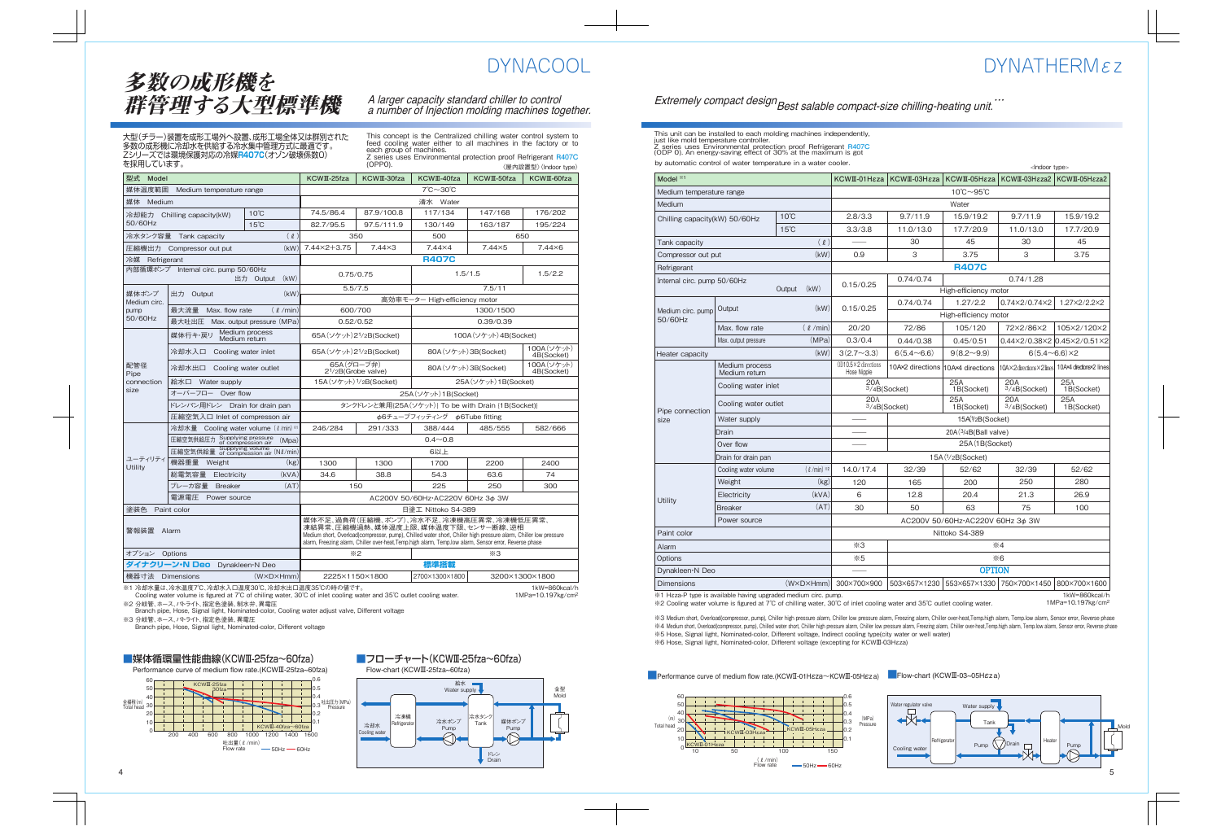# DYNACOOL

## 多数の成形機を群管理する大型標準機

*A larger capacity standard chiller to control a number of Injection molding machines together.*

大型(チラー)装置を成形工場外へ設置、成形工場全体又は群別された多数の成形機に冷却水を供給する冷水集中管理方式に最適です。Zシリーズでは環境保護対応の冷媒**R407C**(オゾン破壊係数0)を採用しています。

This concept is the Centralized chilling water control system to feed cooling water either to all machines in the factory or to each group of machines.
Z series uses Environmental protection proof Refrigerant R407C (OPP0).

〈屋内設置型〉〈Indoor type〉

| 型式 Model | | | KCWⅢ-25fza | KCWⅢ-30fza | KCWⅢ-40fza | KCWⅢ-50fza | KCWⅢ-60fza |
|---|---|---|---|---|---|---|---|
| 媒体温度範囲 Medium temperature range | | | 7℃〜30℃ | | | | |
| 媒体 Medium | | | 清水 Water | | | | |
| 冷却能力 Chilling capacity(kW) 50/60Hz | 10℃ | | 74.5/86.4 | 87.9/100.8 | 117/134 | 147/168 | 176/202 |
| | 15℃ | | 82.7/95.5 | 97.5/111.9 | 130/149 | 163/187 | 195/224 |
| 冷水タンク容量 Tank capacity | | (ℓ) | 350 | | 500 | 650 | |
| 圧縮機出力 Compressor out put | | (kW) | 7.44×2+3.75 | 7.44×3 | 7.44×4 | 7.44×5 | 7.44×6 |
| 冷媒 Refrigerant | | | **R407C** | | | | |
| 内部循環ポンプ Internal circ. pump 50/60Hz | 出力 Output | (kW) | 0.75/0.75 | | 1.5/1.5 | | 1.5/2.2 |
| 媒体ポンプ Medium circ. pump 50/60Hz | 出力 Output | (kW) | 5.5/7.5 | | 7.5/11 | | |
| | | | 高効率モーター High-efficiency motor | | | | |
| | 最大流量 Max. flow rate | (ℓ/min) | 600/700 | | 1300/1500 | | |
| | 最大吐出圧 Max. output pressure | (MPa) | 0.52/0.52 | | 0.39/0.39 | | |
| 配管径 Pipe connection size | 媒体行き・戻り Medium process Medium return | | 65A(ソケット)2½B(Socket) | | 100A(ソケット)4B(Socket) | | |
| | 冷却水入口 Cooling water inlet | | 65A(ソケット)2½B(Socket) | | 80A(ソケット)3B(Socket) | | 100A(ソケット)4B(Socket) |
| | 冷却水出口 Cooling water outlet | | 65A(グローブ弁)2½B(Grobe valve) | | 80A(ソケット)3B(Socket) | | 100A(ソケット)4B(Socket) |
| | 給水口 Water supply | | 15A(ソケット)½B(Socket) | | 25A(ソケット)1B(Socket) | | |
| | オーバーフロー Over flow | | 25A(ソケット)1B(Socket) | | | | |
| | ドレンパン用ドレン Drain for drain pan | | タンクドレンと兼用[25A(ソケット)] To be with Drain [1B(Socket)] | | | | |
| | 圧縮空気入口 Inlet of compressor air | | φ6チューブフィッティング φ6Tube fitting | | | | |
| ユーティリティ Utility | 冷却水量 Cooling water volume | (ℓ/min) ※1 | 246/284 | 291/333 | 388/444 | 485/555 | 582/666 |
| | 圧縮空気供給圧力 Supplying pressure of compression air | (Mpa) | 0.4〜0.8 | | | | |
| | 圧縮空気供給量 Supplying volume of compression air | (Nℓ/min) | 6以上 | | | | |
| | 機器重量 Weight | (kg) | 1300 | 1300 | 1700 | 2200 | 2400 |
| | 総電気容量 Electricity | (kVA) | 34.6 | 38.8 | 54.3 | 63.6 | 74 |
| | ブレーカ容量 Breaker | (AT) | 150 | | 225 | 250 | 300 |
| | 電源電圧 Power source | | AC200V 50/60Hz·AC220V 60Hz 3φ 3W | | | | |
| 塗装色 Paint color | | | 日塗工 Nittoko S4-389 | | | | |
| 警報装置 Alarm | | | 媒体不足、過負荷(圧縮機、ポンプ)、冷水不足、冷凍機高圧異常、冷凍機低圧異常、凍結異常、圧縮機過熱、媒体温度上限、媒体温度下限、センサー断線、逆相 Medium short, Overload(compressor, pump), Chilled water short, Chiller high pressure alarm, Chiller low pressure alarm, Freezing alarm, Chiller over-heat,Temp.high alarm, Temp.low alarm, Sensor error, Reverse phase | | | | |
| オプション Options | | | ※2 | | ※3 | | |
| **ダイナクリーン・N Deo** Dynakleen·N Deo | | | **標準搭載** | | | | |
| 機器寸法 Dimensions | | (W×D×Hmm) | 2225×1150×1800 | | 2700×1300×1800 | 3200×1300×1800 | |

※1 冷却水量は、冷水温度7℃、冷却水入口温度30℃、冷却水出口温度35℃の時の値です。
Cooling water volume is figured at 7℃ of chiling water, 30℃ of inlet cooling water and 35℃ outlet cooling water.
1kW=860kcal/h
1MPa=10.197kg/cm²

※2 分岐管、ホース、パトライト、指定色塗装、制水弁、異電圧
Branch pipe, Hose, Signal light, Nominated-color, Cooling water adjust valve, Different voltage

※3 分岐管、ホース、パトライト、指定色塗装、異電圧
Branch pipe, Hose, Signal light, Nominated-color, Different voltage

### ■媒体循環量性能曲線(KCWⅢ-25fza〜60fza)
Performance curve of medium flow rate.(KCWⅢ-25fza〜60fza)

### ■フローチャート(KCWⅢ-25fza〜60fza)
Flow-chart (KCWⅢ-25fza〜60fza)

# DYNATHERMεz

*Extremely compact design Best salable compact-size chilling-heating unit.*

This unit can be installed to each molding machines independently, just like mold temperature controller.
Z series uses Environmental protection proof Refrigerant R407C (ODP 0). An energy-saving effect of 30% at the maximum is got by automatic control of water temperature in a water cooler.

<Indoor type>

| Model ※1 | | | KCWⅢ-01Hεza | KCWⅢ-03Hεza | KCWⅢ-05Hεza | KCWⅢ-03Hεza2 | KCWⅢ-05Hεza2 |
|---|---|---|---|---|---|---|---|
| Medium temperature range | | | 10℃〜95℃ | | | | |
| Medium | | | Water | | | | |
| Chilling capacity(kW) 50/60Hz | 10℃ | | 2.8/3.3 | 9.7/11.9 | 15.9/19.2 | 9.7/11.9 | 15.9/19.2 |
| | 15℃ | | 3.3/3.8 | 11.0/13.0 | 17.7/20.9 | 11.0/13.0 | 17.7/20.9 |
| Tank capacity | | (ℓ) | —— | 30 | 45 | 30 | 45 |
| Compressor out put | | (kW) | 0.9 | 3 | 3.75 | 3 | 3.75 |
| Refrigerant | | | **R407C** | | | | |
| Internal circ. pump 50/60Hz | Output | (kW) | 0.15/0.25 | 0.74/0.74 | 0.74/1.28 | | |
| | | | | High-efficiency motor | | | |
| Medium circ. pump 50/60Hz | Output | (kW) | 0.15/0.25 | 0.74/0.74 | 1.27/2.2 | 0.74×2/0.74×2 | 1.27×2/2.2×2 |
| | | | | High-efficiency motor | | | |
| | Max. flow rate | (ℓ/min) | 20/20 | 72/86 | 105/120 | 72×2/86×2 | 105×2/120×2 |
| | Max. output pressure | (MPa) | 0.3/0.4 | 0.44/0.38 | 0.45/0.51 | 0.44×2/0.38×2 | 0.45×2/0.51×2 |
| Heater capacity | | (kW) | 3(2.7〜3.3) | 6(5.4〜6.6) | 9(8.2〜9.9) | 6(5.4〜6.6)×2 | |
| Pipe connection size | Medium process Medium return | | (ID)10.5×2 directions Hose Nipple | 10A×2 directions | 10A×4 directions | 10A×2 directions×2 lines | 10A×4 directions×2 lines |
| | Cooling water inlet | | 20A ¾B(Socket) | | 25A 1B(Socket) | 20A ¾B(Socket) | 25A 1B(Socket) |
| | Cooling water outlet | | 20A ¾B(Socket) | | 25A 1B(Socket) | 20A ¾B(Socket) | 25A 1B(Socket) |
| | Water supply | | —— | 15A(½B)(Socket) | | | |
| | Drain | | —— | 20A(¾B)(Ball valve) | | | |
| | Over flow | | —— | 25A(1B)(Socket) | | | |
| | Drain for drain pan | | 15A(½B)(Socket) | | | | |
| Utility | Cooling water volume | (ℓ/min) ※2 | 14.0/17.4 | 32/39 | 52/62 | 32/39 | 52/62 |
| | Weight | (kg) | 120 | 165 | 200 | 250 | 280 |
| | Electricity | (kVA) | 6 | 12.8 | 20.4 | 21.3 | 26.9 |
| | Breaker | (AT) | 30 | 50 | 63 | 75 | 100 |
| | Power source | | AC200V 50/60Hz·AC220V 60Hz 3φ 3W | | | | |
| Paint color | | | Nittoko S4-389 | | | | |
| Alarm | | | ※3 | ※4 | | | |
| Options | | | ※5 | ※6 | | | |
| Dynakleen·N Deo | | | —— | **OPTION** | | | |
| Dimensions | | (W×D×Hmm) | 300×700×900 | 503×657×1230 | 553×657×1330 | 750×700×1450 | 800×700×1600 |

※1 Hεza-P type is available having upgraded medium circ. pump.
※2 Cooling water volume is figured at 7℃ of chiling water, 30℃ of inlet cooling water and 35℃ outlet cooling water.
1kW=860kcal/h
1MPa=10.197kg/cm²

※3 Medium short, Overload(compressor, pump), Chiller high pressure alarm, Chiller low pressure alarm, Freezing alarm, Chiller over-heat,Temp.high alarm, Temp.low alarm, Sensor error, Reverse phase
※4 Medium short, Overload(compressor, pump), Chilled water short, Chiller high pressure alarm, Chiller low pressure alarm, Freezing alarm, Chiller over-heat,Temp.high alarm, Temp.low alarm, Sensor error, Reverse phase
※5 Hose, Signal light, Nominated-color, Different voltage, Indirect cooling type(city water or well water)
※6 Hose, Signal light, Nominated-color, Different voltage (excepting for KCWⅢ-03Hεza)

### ■Performance curve of medium flow rate.(KCWⅢ-01Hεza〜KCWⅢ-05Hεza)

### ■Flow-chart (KCWⅢ-03〜05Hεza)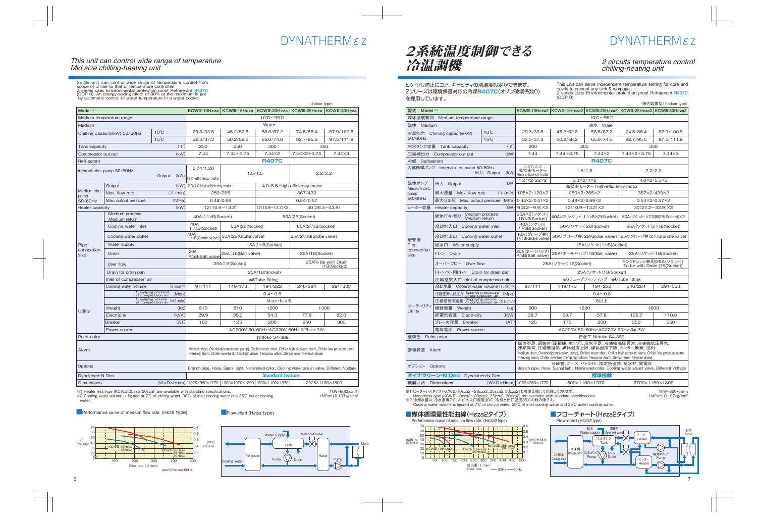# DYNATHERMεz

*This unit can control wide range of temperature*
*Mid size chilling-heating unit*

Single unit can control wide range of temperature control from scope of chiller to that of temperature controller!
Z series uses Environmental protection proof Refrigerant R407C (ODP 0). An energy-saving effect of 30% at the maximum is got by automatic control of water temperature in a water cooler.

<Indoor type>

| Model ※1 | | | KCWⅢ-10Hεza | KCWⅢ-15Hεza | KCWⅢ-20Hεza | KCWⅢ-25Hεza | KCWⅢ-30Hεza |
|---|---|---|---|---|---|---|---|
| Medium temperature range | | | 10℃~95℃ | | | | |
| Medium | | | Water | | | | |
| Chilling capacity(kW) 50/60Hz | | 10℃ | 29.3/33.6 | 45.2/52.8 | 58.6/67.2 | 74.5/86.4 | 87.9/100.8 |
| | | 15℃ | 32.5/37.3 | 50.2/58.2 | 65.0/74.6 | 82.7/95.5 | 97.5/111.9 |
| Tank capacity | | (ℓ) | 200 | 250 | 300 | 350 | |
| Compressor out put | | (kW) | 7.44 | 7.44+3.75 | 7.44×2 | 7.44×2+3.75 | 7.44×3 |
| Refrigerant | | | R407C | | | | |
| Internal circ. pump 50/60Hz | | Output (kW) | 0.74/1.28 High-efficiency motor | 1.5/1.5 | | 2.2/2.2 | |
| Medium circ. pump 50/60Hz | Output | (kW) | 2.3/4.0 High-efficiency motor | | 4.0/5.5 High-efficiency motor | | |
| | Max. flow rate | (ℓ/min) | 250/265 | | 367/433 | | |
| | Max. output pressure | (MPa) | 0.48/0.69 | | 0.54/0.57 | | |
| Heater capacity | | (kW) | 12(10.9~13.2) | | 12(10.9~13.2)×2 | 40(36.3~43.9) | |
| Pipe connection size | Medium process / Medium return | | 40A(1 1/2B(Socket) | | 50A(2B(Socket) | | |
| | Cooling water inlet | | 40A 1 1/2B(Socket) | 50A(2B(Socket) | | 65A(2 1/2B(Socket) | |
| | Cooling water outlet | | 40A 1 1/2B(Grobe valve) | 50A(2B(Grobe valve) | | 65A(2 1/2B(Grobe valve) | |
| | Water supply | | 15A(1/2B(Socket) | | | | |
| | Drain | | 20A 3/4B(Ball valve) | 25A(1B(Ball valve) | | 25A(1B(Socket) | |
| | Over flow | | 25A(1B(Socket) | | | 25ATo be with Drain [1B(Socket)] | |
| | Drain for drain pan | | 25A(1B(Socket) | | | | |
| | Inlet of compresson air | | φ6Tube fitting | | | | |
| Utility | Cooling water volume | (ℓ/min) ※2 | 97/111 | 149/173 | 194/222 | 246/284 | 291/333 |
| | Supplying pressure of compression air | (Mpa) | 0.4~0.8 | | | | |
| | Supplying volume of compression air | (Nℓ/min) | More than 6 | | | | |
| | Weight | (kg) | 510 | 810 | 1200 | 1300 | |
| | Electricity | (kVA) | 29.9 | 35.3 | 54.3 | 77.8 | 82.0 |
| | Breaker | (AT) | 100 | 125 | 200 | 250 | 300 |
| | Power source | | AC200V 50/60Hz·AC220V 60Hz 3Phase 3W | | | | |
| Paint color | | | Nittoko S4-389 | | | | |
| Alarm | | | Medium short, Overload(compressor, pump), Chilled water short, Chiller high pressure alarm, Chiller low pressure alarm, Freezing alarm, Chiller over-heat,Temp.high alarm, Temp.low alarm, Sensor error, Reverse phase | | | | |
| Options | | | Branch pipe, Hose, Signal light, Nominated-color, Cooling water adjust valve, Different Voltage | | | | |
| Dynakleen·N Deo | | | Standard feature | | | | |
| Dimensions | | (W×D×Hmm) | 1020×950×1770 | 1300×1070×1800 | 1500×1100×1970 | 2225×1150×1800 | |

※1 Heater less type (KCWⅢ-25zza, 30zza) are available with standard specifications.
※2 Cooling water volume is figured at 7℃ of chiling water, 30℃ of inlet cooling water and 35℃ outlet cooling water.

1kW=860kcal/h
1MPa=10.197kg/cm²

■Performance curve of medium flow rate. (Hεza type)

■Flow-chart (Hεza type)

# 2系統温度制御できる冷温調機

*2 circuits temperature control chilling-heating unit*

ヒケ·ソリ防止にコア、キャビティの別温度設定ができます。
Zシリーズは環境保護対応の冷媒R407C(オゾン破壊係数0)を採用しています。

This unit can serve independent temperature setting for core and cavity to prevent any sink & warpage.
Z series uses Environmental protection proof Refrigerant R407C (ODP 0).

〈屋内設置型〉(Indoor type)

| 型式 Model ※1 | | | KCWⅢ-10Hεza2 | KCWⅢ-15Hεza2 | KCWⅢ-20Hεza2 | KCWⅢ-25Hεza2 | KCWⅢ-30Hεza2 |
|---|---|---|---|---|---|---|---|
| 媒体温度範囲 Medium temperature range | | | 10℃~95℃ | | | | |
| 媒体 Medium | | | 清水 Water | | | | |
| 冷却能力 Chilling capacity(kW) 50/60Hz | | 10℃ | 29.3/33.6 | 45.2/52.8 | 58.6/67.2 | 74.5/86.4 | 87.9/100.8 |
| | | 15℃ | 32.5/37.3 | 50.2/58.2 | 65.0/74.6 | 82.7/95.5 | 97.5/111.9 |
| 冷水タンク容量 Tank capacity | | (ℓ) | 200 | 300 | | 350 | |
| 圧縮機出力 Compressor out put | | (kW) | 7.44 | 7.44+3.75 | 7.44×2 | 7.44×2+3.75 | 7.44×3 |
| 冷媒 Refrigerant | | | R407C | | | | |
| 内部循環ポンプ Internal circ. pump 50/60Hz | | 出力 Output (kW) | 1.27/2.2 高効率モーター High-efficiency motor | 1.5/1.5 | | 2.2/2.2 | |
| 媒体ポンプ Medium circ. pump 50/60Hz | 出力 Output | (kW) | 1.27×2/2.2×2 | 2.3×2/4×2 | | 4.0×2/5.5×2 | |
| | | | 高効率モーター High-efficiency motor | | | | |
| | 最大流量 Max. flow rate | (ℓ/min) | 105×2/120×2 | 250×2/265×2 | | 367×2/433×2 | |
| | 最大吐出圧 Max. output pressure | (MPa) | 0.45×2/0.51×2 | 0.48×2/0.69×2 | | 0.54×2/0.57×2 | |
| ヒーター容量 Heater capacity | | (kW) | 9(8.2~9.9)×2 | 12(10.9~13.2)×2 | | 30(27.2~32.9)×2 | |
| 配管径 Pipe connection size | 媒体行き·戻り Medium process / Medium return | | 25A×2(ソケット) 1B×2(Socket) | 40A×2(ソケット)1 1/2B×2(Socket) | | 50A(ソケット)1方向2B(Socket)×2 | |
| | 冷却水入口 Cooling water inlet | | 40A(ソケット) 1 1/2B(Socket) | 50A(ソケット)2B(Socket) | | 65A(ソケット)2 1/2B(Socket) | |
| | 冷却水出口 Cooling water outlet | | 40A(グローブ弁) 1 1/2B(Grobe valve) | 50A(グローブ弁)2B(Grobe valve) | | 65A(グローブ弁)2 1/2B(Grobe valve) | |
| | 給水口 Water supply | | 15A(ソケット)1/2B(Socket) | | | | |
| | ドレン Drain | | 20A(ボールバルブ) 3/4B(Ball valve) | 25A(ボールバルブ)1B(Ball valve) | | 25A(ソケット)1B(Socket) | |
| | オーバーフロー Over flow | | 25A(ソケット)1B(Socket) | | | タンクドレンと兼用[25A(ソケット)] To be with Drain [1B(Socket)] | |
| | ドレンパン用ドレン Drain for drain pan | | 25A(ソケット)1B(Socket) | | | | |
| | 圧縮空気入口 Inlet of compresson air | | φ6チューブフィッティング φ6Tube fitting | | | | |
| ユーティリティ Utility | 冷却水量 Cooling water volume | (ℓ/min) ※2 | 97/111 | 149/173 | 194/222 | 246/284 | 291/333 |
| | 圧縮空気供給圧力 Supplying pressure of compression air | (Mpa) | 0.4~0.8 | | | | |
| | 圧縮空気供給量 Supplying volume of compression air | (Nℓ/min) | 6以上 | | | | |
| | 機器重量 Weight | (kg) | 500 | 1220 | | 1600 | |
| | 総電気容量 Electricity | (kVA) | 38.7 | 53.7 | 57.8 | 106.7 | 110.8 |
| | ブレーカ容量 Breaker | (AT) | 125 | 175 | 200 | 350 | 350 |
| | 電源電圧 Power source | | AC200V 50/60Hz·AC220V 60Hz 3φ 3W | | | | |
| 塗装色 Paint color | | | 日塗工 Nittoko S4-389 | | | | |
| 警報装置 Alarm | | | 媒体不足、過負荷(圧縮機、ポンプ)、冷水不足、冷凍機高圧異常、冷凍機低圧異常、凍結異常、圧縮機過熱、媒体温度上限、媒体温度下限、センサー断線、逆相 Medium short, Overload(compressor, pump), Chilled water short, Chiller high pressure alarm, Chiller low pressure alarm, Freezing alarm, Chiller over-heat,Temp.high alarm, Temp.low alarm, Sensor error, Reverse phase | | | | |
| オプション Options | | | 分岐管、ホース、パトライト、指定色塗装、制水弁、異電圧 Branch pipe, Hose, Signal light, Nominated-color, Cooling water adjust valve, Different Voltage | | | | |
| ダイナクリーン·N Deo Dynakleen·N Deo | | | 標準搭載 | | | | |
| 機器寸法 Dimensions | | (W×D×Hmm) | 1020×950×1770 | 1500×1100×1970 | | 2700×1150×1800 | |

※1 ヒーターレスタイプ(KCWⅢ-10zza2~20zza2、25zza2、30zza2)も標準仕様にて用意しております。
Heaterless type (KCWⅢ-10zza2~20zza2, 25zza2, 30zza2) are available with standard specifications.
※2 冷却水量は、冷水温度7℃、冷却水入口温度30℃、冷却水出口温度35℃の時の値です。
Cooling water volume is figured at 7℃ of chilling water, 30℃ of inlet cooling water and 35℃ outlet cooling water.

1kW=860kcal/h
1MPa=10.197kg/cm²

■媒体循環量性能曲線(Hεza2タイプ)
Performance curve of medium flow rate. (Hεza2 type)

■フローチャート(Hεza2タイプ)
Flow-chart (Hεza2 type)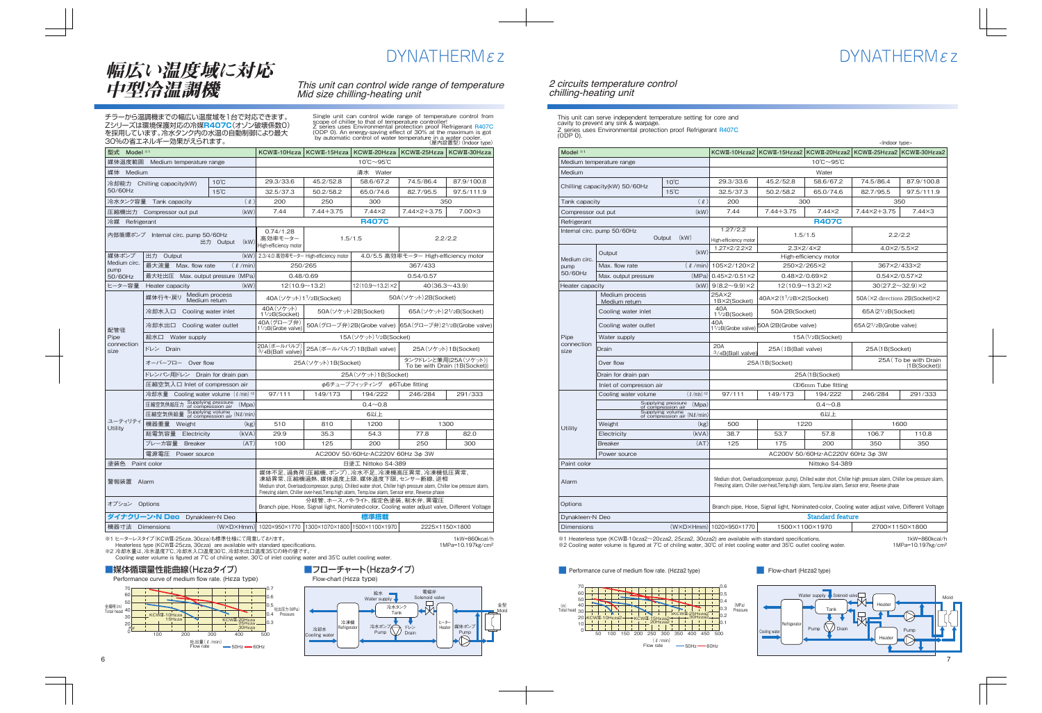# 幅広い温度域に対応 中型冷温調機

*This unit can control wide range of temperature Mid size chilling-heating unit*

チラーから温調機までの幅広い温度域を1台で対応できます。Zシリーズは環境保護対応の冷媒**R407C**(オゾン破壊係数0)を採用しています。冷水タンク内の水温の自動制御により最大30%の省エネルギー効果がえられます。

Single unit can control wide range of temperature control from scope of chiller to that of temperature controller! Z series uses Environmental protection proof Refrigerant R407C (ODP 0). An energy-saving effect of 30% at the maximum is got by automatic control of water temperature in a water cooler.

(屋内設置型) (Indoor type)

| 型式 Model ※1 | | | KCWⅢ-10Hεza | KCWⅢ-15Hεza | KCWⅢ-20Hεza | KCWⅢ-25Hεza | KCWⅢ-30Hεza |
|---|---|---|---|---|---|---|---|
| 媒体温度範囲 Medium temperature range | | | 10℃〜95℃ | | | | |
| 媒体 Medium | | | 清水 Water | | | | |
| 冷却能力 Chilling capacity(kW) 50/60Hz | 10℃ | | 29.3/33.6 | 45.2/52.8 | 58.6/67.2 | 74.5/86.4 | 87.9/100.8 |
| | 15℃ | | 32.5/37.3 | 50.2/58.2 | 65.0/74.6 | 82.7/95.5 | 97.5/111.9 |
| 冷水タンク容量 Tank capacity | | (ℓ) | 200 | 250 | 300 | 350 | |
| 圧縮機出力 Compressor out put | | (kW) | 7.44 | 7.44+3.75 | 7.44×2 | 7.44×2+3.75 | 7.00×3 |
| 冷媒 Refrigerant | | | **R407C** | | | | |
| 内部循環ポンプ Internal circ. pump 50/60Hz | 出力 Output | (kW) | 0.74/1.28 高効率モーター High-efficiency motor | 1.5/1.5 | | 2.2/2.2 | |
| 媒体ポンプ Medium circ. pump 50/60Hz | 出力 Output | (kW) | 2.3/4.0 高効率モーター High-efficiency motor | | 4.0/5.5 高効率モーター High-efficiency motor | | |
| | 最大流量 Max. flow rate | (ℓ/min) | 250/265 | | 367/433 | | |
| | 最大吐出圧 Max. output pressure | (MPa) | 0.48/0.69 | | 0.54/0.57 | | |
| ヒーター容量 Heater capacity | | (kW) | 12(10.9〜13.2) | | 12(10.9〜13.2)×2 | 40(36.3〜43.9) | |
| 配管径 Pipe connection size | 媒体行き・戻り Medium process Medium return | | 40A(ソケット)1½B(Socket) | | | 50A(ソケット)2B(Socket) | |
| | 冷却水入口 Cooling water inlet | | 40A(ソケット) 1½B(Socket) | 50A(ソケット)2B(Socket) | | 65A(ソケット)2½B(Socket) | |
| | 冷却水出口 Cooling water outlet | | 40A(グローブ弁) 1½B(Grobe valve) | 50A(グローブ弁)2B(Grobe valve) | | 65A(グローブ弁)2½B(Grobe valve) | |
| | 給水口 Water supply | | 15A(ソケット)½B(Socket) | | | | |
| | ドレン Drain | | 20A(ボールバルブ) ¾B(Ball valve) | 25A(ボールバルブ)1B(Ball valve) | | 25A(ソケット)1B(Socket) | |
| | オーバーフロー Over flow | | 25A(ソケット)1B(Socket) | | | タンクドレンと兼用[25A(ソケット)] To be with Drain [1B(Socket)] | |
| | ドレンパン用ドレン Drain for drain pan | | 25A(ソケット)1B(Socket) | | | | |
| | 圧縮空気入口 Inlet of compressor air | | φ6チューブフィッティング φ6Tube fitting | | | | |
| ユーティリティ Utility | 冷却水量 Cooling water volume | (ℓ/min) ※2 | 97/111 | 149/173 | 194/222 | 246/284 | 291/333 |
| | 圧縮空気供給圧力 Supplying pressure of compression air | (Mpa) | 0.4〜0.8 | | | | |
| | 圧縮空気供給量 Supplying volume of compression air | (Nℓ/min) | 6以上 | | | | |
| | 機器重量 Weight | (kg) | 510 | 810 | 1200 | 1300 | |
| | 総電気容量 Electricity | (kVA) | 29.9 | 35.3 | 54.3 | 77.8 | 82.0 |
| | ブレーカ容量 Breaker | (AT) | 100 | 125 | 200 | 250 | 300 |
| | 電源電圧 Power source | | AC200V 50/60Hz・AC220V 60Hz 3φ 3W | | | | |
| 塗装色 Paint color | | | 日塗工 Nittoko S4-389 | | | | |
| 警報装置 Alarm | | | 媒体不足、過負荷(圧縮機、ポンプ)、冷水不足、冷凍機高圧異常、冷凍機低圧異常、凍結異常、圧縮機過熱、媒体温度上限、媒体温度下限、センサー断線、逆相 Medium short, Overload(compressor, pump), Chilled water short, Chiller high pressure alarm, Chiller low pressure alarm, Freezing alarm, Chiller over-heat, Temp.high alarm, Temp.low alarm, Sensor error, Reverse phase | | | | |
| オプション Options | | | 分岐管、ホース、パトライト、指定色塗装、耐水弁、異電圧 Branch pipe, Hose, Signal light, Nominated-color, Cooling water adjust valve, Different Voltage | | | | |
| **ダイナクリーン・N Deo** Dynakleen・N Deo | | | **標準搭載** | | | | |
| 機器寸法 Dimensions | | (W×D×Hmm) | 1020×950×1770 | 1300×1070×1800 | 1500×1100×1970 | 2225×1150×1800 | |

※1 ヒーターレスタイプ(KCWⅢ-25εza, 30εza)も標準仕様にて用意しております。
Heaterless type (KCWⅢ-25εza, 30εza) are available with standard specifications.
※2 冷却水量は、冷水温度7℃、冷却水入口温度30℃、冷却水出口温度35℃の時の値です。
Cooling water volume is figured at 7℃ of chiling water, 30℃ of inlet cooling water and 35℃ outlet cooling water.

1kW=860kcal/h
1MPa=10.197kg/cm²

## ■媒体循環量性能曲線(Hεzaタイプ)

Performance curve of medium flow rate. (Hεza type)

## ■フローチャート(Hεzaタイプ)

Flow-chart (Hεza type)

# 2 circuits temperature control chilling-heating unit

This unit can serve independent temperature setting for core and cavity to prevent any sink & warpage.
Z series uses Environmental protection proof Refrigerant R407C (ODP 0).

<Indoor type>

| Model ※1 | | | KCWⅢ-10Hεza2 | KCWⅢ-15Hεza2 | KCWⅢ-20Hεza2 | KCWⅢ-25Hεza2 | KCWⅢ-30Hεza2 |
|---|---|---|---|---|---|---|---|
| Medium temperature range | | | 10℃〜95℃ | | | | |
| Medium | | | Water | | | | |
| Chilling capacity(kW) 50/60Hz | 10℃ | | 29.3/33.6 | 45.2/58.8 | 58.6/67.2 | 74.5/86.4 | 87.9/100.8 |
| | 15℃ | | 32.5/37.3 | 50.2/58.2 | 65.0/74.6 | 82.7/95.5 | 97.5/111.9 |
| Tank capacity | | (ℓ) | 200 | 300 | | 350 | |
| Compressor out put | | (kW) | 7.44 | 7.44+3.75 | 7.44×2 | 7.44×2+3.75 | 7.44×3 |
| Refrigerant | | | **R407C** | | | | |
| Internal circ. pump 50/60Hz | Output | (kW) | 1.27/2.2 High-efficiency motor | 1.5/1.5 | | 2.2/2.2 | |
| Medium circ. pump 50/60Hz | Output | (kW) | 1.27×2/2.2×2 | 2.3×2/4×2 | | 4.0×2/5.5×2 | |
| | | | High-efficiency motor | | | | |
| | Max. flow rate | (ℓ/min) | 105×2/120×2 | 250×2/265×2 | | 367×2/433×2 | |
| | Max. output pressure | (MPa) | 0.45×2/0.51×2 | 0.48×2/0.69×2 | | 0.54×2/0.57×2 | |
| Heater capacity | | (kW) | 9(8.2〜9.9)×2 | 12(10.9〜13.2)×2 | | 30(27.2〜32.9)×2 | |
| Pipe connection size | Medium process Medium return | | 25A×2 1B×2(Socket) | 40A×2(1½B×2(Socket) | | 50A(×2 directions 2B(Socket)×2 | |
| | Cooling water inlet | | 40A 1½B(Socket) | 50A(2B(Socket) | | 65A(2½B(Socket) | |
| | Cooling water outlet | | 40A 1½B(Grobe valve) | 50A(2B(Grobe valve) | | 65A(2½B(Grobe valve) | |
| | Water supply | | 15A(½B(Socket) | | | | |
| | Drain | | 20A ¾B(Ball valve) | 25A(1B(Ball valve) | | 25A(1B(Socket) | |
| | Over flow | | 25A(1B(Socket) | | | 25A( To be with Drain [1B(Socket)] | |
| | Drain for drain pan | | 25A(1B(Socket) | | | | |
| | Inlet of compressor air | | OD6mm Tube fitting | | | | |
| Utility | Cooling water volume | (ℓ/min) ※2 | 97/111 | 149/173 | 194/222 | 246/284 | 291/333 |
| | Supplying pressure of compression air | (Mpa) | 0.4〜0.8 | | | | |
| | Supplying volume of compression air | (Nℓ/min) | 6以上 | | | | |
| | Weight | (kg) | 500 | 1220 | | 1600 | |
| | Electricity | (kVA) | 38.7 | 53.7 | 57.8 | 106.7 | 110.8 |
| | Breaker | (AT) | 125 | 175 | 200 | 350 | 350 |
| | Power source | | AC200V 50/60Hz・AC220V 60Hz 3φ 3W | | | | |
| Paint color | | | Nittoko S4-389 | | | | |
| Alarm | | | Medium short, Overload(compressor, pump), Chilled water short, Chiller high pressure alarm, Chiller low pressure alarm, Freezing alarm, Chiller over-heat, Temp.high alarm, Temp.low alarm, Sensor error, Reverse phase | | | | |
| Options | | | Branch pipe, Hose, Signal light, Nominated-color, Cooling water adjust valve, Different Voltage | | | | |
| Dynakleen・N Deo | | | **Standard feature** | | | | |
| Dimensions | | (W×D×Hmm) | 1020×950×1770 | 1500×1100×1970 | | 2700×1150×1800 | |

※1 Heaterless type (KCWⅢ-10εza2〜20εza2, 25εza2, 30εza2) are available with standard specifications.
※2 Cooling water volume is figured at 7℃ of chilling water, 30℃ of inlet cooling water and 35℃ outlet cooling water.

1kW=860kcal/h
1MPa=10.197kg/cm²

## Performance curve of medium flow rate. (Hεza2 type)

## Flow-chart (Hεza2 type)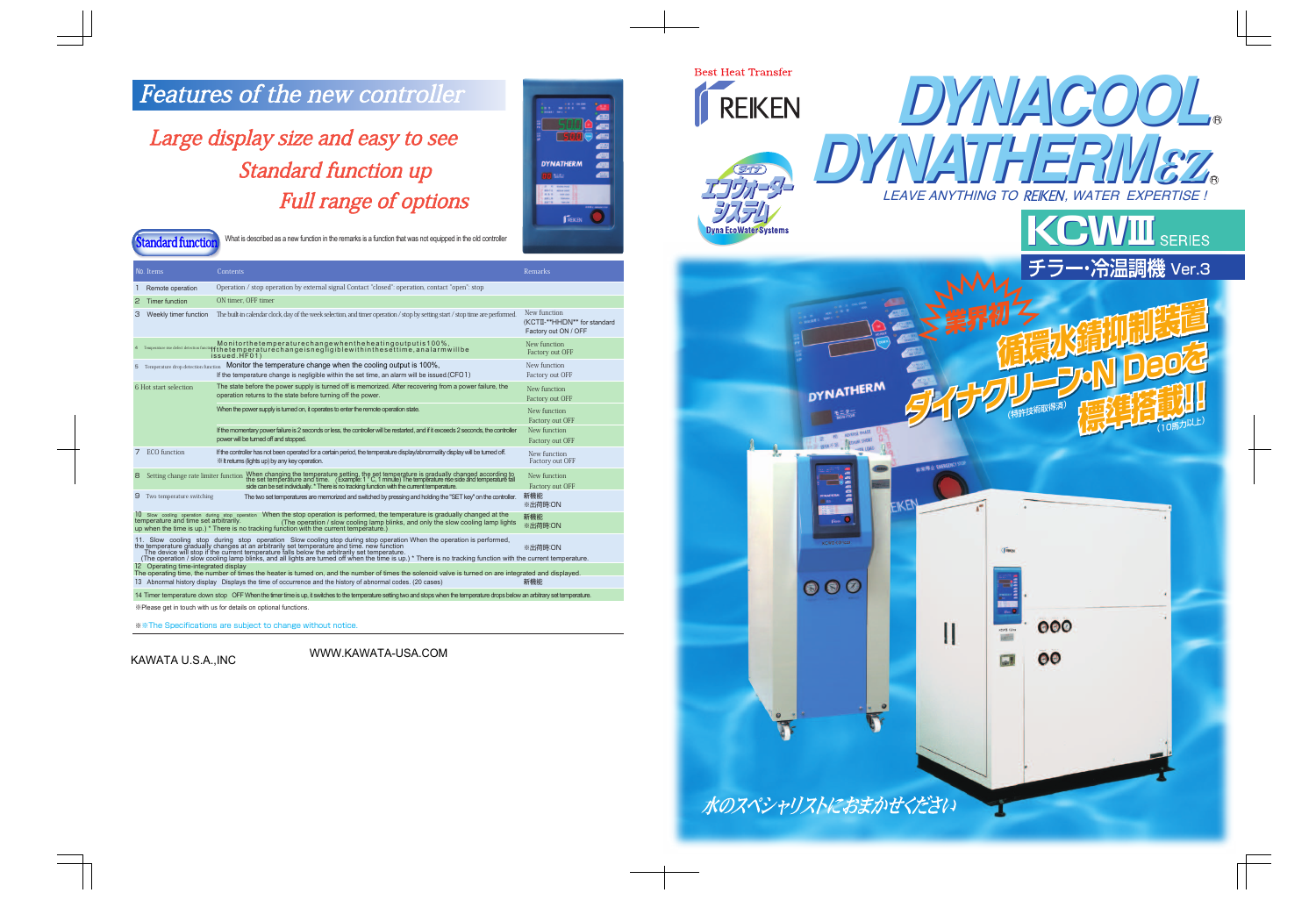# Features of the new controller

*Large display size and easy to see*

*Standard function up*

*Full range of options*

**Standard function** What is described as a new function in the remarks is a function that was not equipped in the old controller

| No. Items | Contents | Remarks |
|---|---|---|
| 1 Remote operation | Operation / stop operation by external signal Contact "closed": operation, contact "open": stop | |
| 2 Timer function | ON timer, OFF timer | |
| 3 Weekly timer function | The built-in calendar clock, day of the week selection, and timer operation / stop by setting start / stop time are performed. | New function (KCTⅢ-**HHDN** for standard Factory out ON / OFF |
| 4 Temperature rise defect detection function | Monitor the temperature change when the heating output is 100%, If the temperature change is negligible within the set time, an alarm will be issued.HF01) | New function Factory out OFF |
| 5 Temperature drop detection function | Monitor the temperature change when the cooling output is 100%, If the temperature change is negligible within the set time, an alarm will be issued.(CFO1) | New function Factory out OFF |
| 6 Hot start selection | The state before the power supply is turned off is memorized. After recovering from a power failure, the operation returns to the state before turning off the power. | New function Factory out OFF |
| | When the power supply is turned on, it operates to enter the remote operation state. | New function Factory out OFF |
| | If the momentary power failure is 2 seconds or less, the controller will be restarted, and if it exceeds 2 seconds, the controller power will be turned off and stopped. | New function Factory out OFF |
| 7 ECO function | If the controller has not been operated for a certain period, the temperature display/abnormality display will be turned off. ※It returns (lights up) by any key operation. | New function Factory out OFF |
| 8 Setting change rate limiter function | When changing the temperature setting, the set temperature is gradually changed according to the set temperature and time. (Example: 1 ° C, 1 minute) The temperature rise side and temperature fall side can be set individually. * There is no tracking function with the current temperature. | New function Factory out OFF |
| 9 Two temperature switching | The two set temperatures are memorized and switched by pressing and holding the "SET key" on the controller. | 新機能 ※出荷時ON |
| 10 Slow cooling operation during stop operation | When the stop operation is performed, the temperature is gradually changed at the temperature and time set arbitrarily. (The operation / slow cooling lamp blinks, and only the slow cooling lamp lights up when the time is up.) * There is no tracking function with the current temperature.) | 新機能 ※出荷時ON |
| 11. Slow cooling stop during stop operation | Slow cooling stop during stop operation When the operation is performed, the temperature gradually changes at an arbitrarily set temperature and time. new function The device will stop if the current temperature falls below the arbitrarily set temperature. (The operation / slow cooling lamp blinks, and all lights are turned off when the time is up.) * There is no tracking function with the current temperature. | ※出荷時ON |
| 12 Operating time-integrated display | The operating time, the number of times the heater is turned on, and the number of times the solenoid valve is turned on are integrated and displayed. | |
| 13 Abnormal history display | Displays the time of occurrence and the history of abnormal codes. (20 cases) | 新機能 |
| 14 Timer temperature down stop | OFF When the timer time is up, it switches to the temperature setting two and stops when the temperature drops below an arbitrary set temperature. | |

※Please get in touch with us for details on optional functions.

※※The Specifications are subject to change without notice.

KAWATA U.S.A.,INC

WWW.KAWATA-USA.COM

Best Heat Transfer

REIKEN

ダイナ エコウォーターシステム Dyna EcoWaterSystems

# DYNACOOL® DYNATHERMεz®

LEAVE ANYTHING TO REIKEN, WATER EXPERTISE !

## KCWⅢ SERIES

## チラー・冷温調機 Ver.3

業界初 循環水錆抑制装置 ダイナクリーン・N Deoを標準搭載!! (特許技術取得済) (10馬力以上)

水のスペシャリストにおまかせください